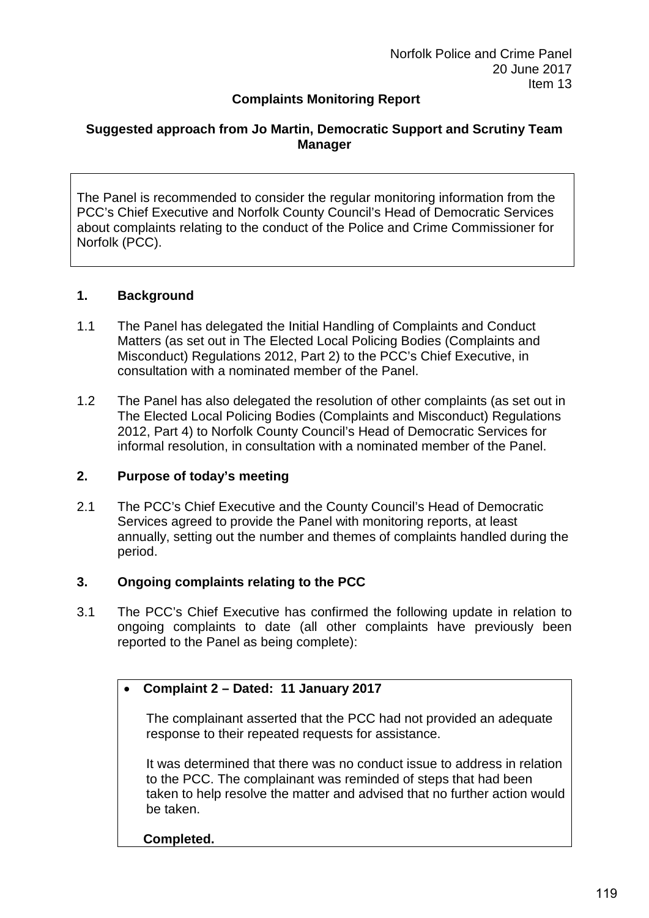Norfolk Police and Crime Panel
20 June 2017
Item 13

**Complaints Monitoring Report**

**Suggested approach from Jo Martin, Democratic Support and Scrutiny Team Manager**

> The Panel is recommended to consider the regular monitoring information from the PCC's Chief Executive and Norfolk County Council's Head of Democratic Services about complaints relating to the conduct of the Police and Crime Commissioner for Norfolk (PCC).

## 1. Background

1.1 The Panel has delegated the Initial Handling of Complaints and Conduct Matters (as set out in The Elected Local Policing Bodies (Complaints and Misconduct) Regulations 2012, Part 2) to the PCC's Chief Executive, in consultation with a nominated member of the Panel.

1.2 The Panel has also delegated the resolution of other complaints (as set out in The Elected Local Policing Bodies (Complaints and Misconduct) Regulations 2012, Part 4) to Norfolk County Council's Head of Democratic Services for informal resolution, in consultation with a nominated member of the Panel.

## 2. Purpose of today's meeting

2.1 The PCC's Chief Executive and the County Council's Head of Democratic Services agreed to provide the Panel with monitoring reports, at least annually, setting out the number and themes of complaints handled during the period.

## 3. Ongoing complaints relating to the PCC

3.1 The PCC's Chief Executive has confirmed the following update in relation to ongoing complaints to date (all other complaints have previously been reported to the Panel as being complete):

- **Complaint 2 – Dated: 11 January 2017**

  The complainant asserted that the PCC had not provided an adequate response to their repeated requests for assistance.

  It was determined that there was no conduct issue to address in relation to the PCC. The complainant was reminded of steps that had been taken to help resolve the matter and advised that no further action would be taken.

  **Completed.**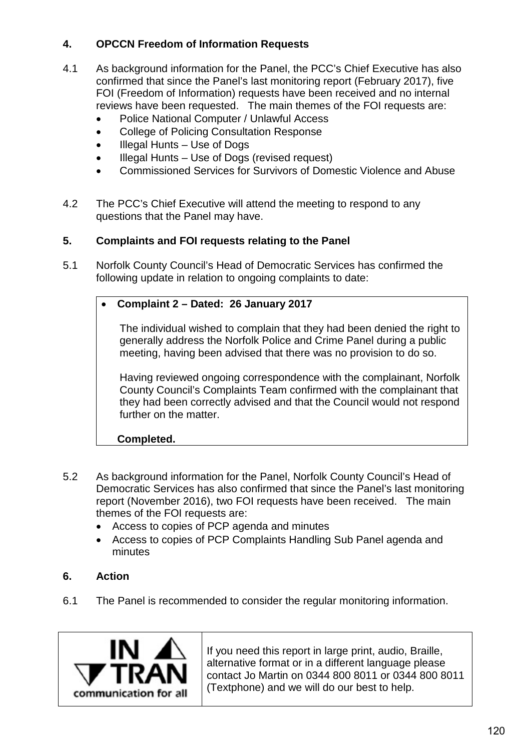## 4. OPCCN Freedom of Information Requests

4.1 As background information for the Panel, the PCC's Chief Executive has also confirmed that since the Panel's last monitoring report (February 2017), five FOI (Freedom of Information) requests have been received and no internal reviews have been requested. The main themes of the FOI requests are:

- Police National Computer / Unlawful Access
- College of Policing Consultation Response
- Illegal Hunts – Use of Dogs
- Illegal Hunts – Use of Dogs (revised request)
- Commissioned Services for Survivors of Domestic Violence and Abuse

4.2 The PCC's Chief Executive will attend the meeting to respond to any questions that the Panel may have.

## 5. Complaints and FOI requests relating to the Panel

5.1 Norfolk County Council's Head of Democratic Services has confirmed the following update in relation to ongoing complaints to date:

- **Complaint 2 – Dated: 26 January 2017**

  The individual wished to complain that they had been denied the right to generally address the Norfolk Police and Crime Panel during a public meeting, having been advised that there was no provision to do so.

  Having reviewed ongoing correspondence with the complainant, Norfolk County Council's Complaints Team confirmed with the complainant that they had been correctly advised and that the Council would not respond further on the matter.

  **Completed.**

5.2 As background information for the Panel, Norfolk County Council's Head of Democratic Services has also confirmed that since the Panel's last monitoring report (November 2016), two FOI requests have been received. The main themes of the FOI requests are:

- Access to copies of PCP agenda and minutes
- Access to copies of PCP Complaints Handling Sub Panel agenda and minutes

## 6. Action

6.1 The Panel is recommended to consider the regular monitoring information.

IN TRAN communication for all

If you need this report in large print, audio, Braille, alternative format or in a different language please contact Jo Martin on 0344 800 8011 or 0344 800 8011 (Textphone) and we will do our best to help.